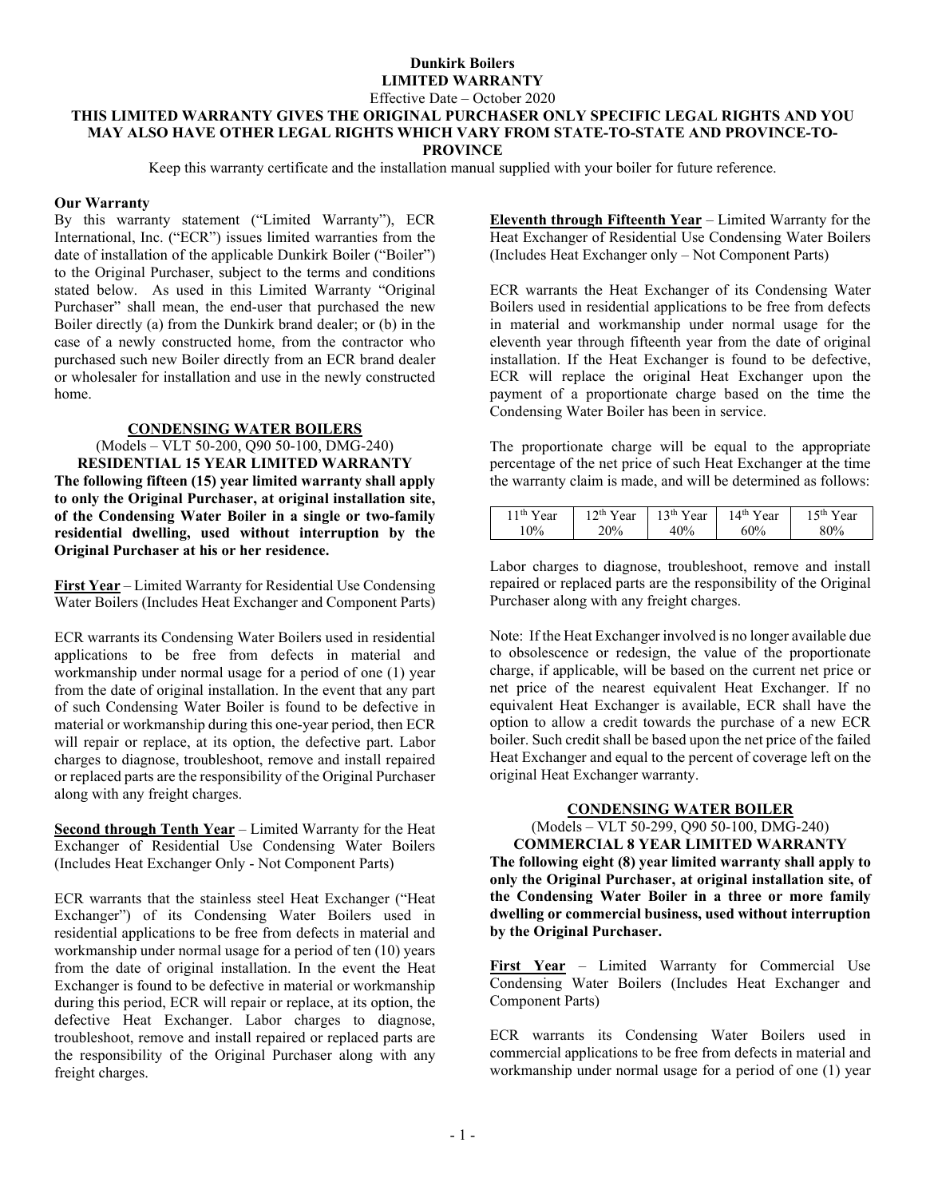**Dunkirk Boilers**
**LIMITED WARRANTY**
Effective Date – October 2020
**THIS LIMITED WARRANTY GIVES THE ORIGINAL PURCHASER ONLY SPECIFIC LEGAL RIGHTS AND YOU MAY ALSO HAVE OTHER LEGAL RIGHTS WHICH VARY FROM STATE-TO-STATE AND PROVINCE-TO-PROVINCE**

Keep this warranty certificate and the installation manual supplied with your boiler for future reference.

**Our Warranty**

By this warranty statement ("Limited Warranty"), ECR International, Inc. ("ECR") issues limited warranties from the date of installation of the applicable Dunkirk Boiler ("Boiler") to the Original Purchaser, subject to the terms and conditions stated below. As used in this Limited Warranty "Original Purchaser" shall mean, the end-user that purchased the new Boiler directly (a) from the Dunkirk brand dealer; or (b) in the case of a newly constructed home, from the contractor who purchased such new Boiler directly from an ECR brand dealer or wholesaler for installation and use in the newly constructed home.

## CONDENSING WATER BOILERS

(Models – VLT 50-200, Q90 50-100, DMG-240)

**RESIDENTIAL 15 YEAR LIMITED WARRANTY**

**The following fifteen (15) year limited warranty shall apply to only the Original Purchaser, at original installation site, of the Condensing Water Boiler in a single or two-family residential dwelling, used without interruption by the Original Purchaser at his or her residence.**

**First Year** – Limited Warranty for Residential Use Condensing Water Boilers (Includes Heat Exchanger and Component Parts)

ECR warrants its Condensing Water Boilers used in residential applications to be free from defects in material and workmanship under normal usage for a period of one (1) year from the date of original installation. In the event that any part of such Condensing Water Boiler is found to be defective in material or workmanship during this one-year period, then ECR will repair or replace, at its option, the defective part. Labor charges to diagnose, troubleshoot, remove and install repaired or replaced parts are the responsibility of the Original Purchaser along with any freight charges.

**Second through Tenth Year** – Limited Warranty for the Heat Exchanger of Residential Use Condensing Water Boilers (Includes Heat Exchanger Only - Not Component Parts)

ECR warrants that the stainless steel Heat Exchanger ("Heat Exchanger") of its Condensing Water Boilers used in residential applications to be free from defects in material and workmanship under normal usage for a period of ten (10) years from the date of original installation. In the event the Heat Exchanger is found to be defective in material or workmanship during this period, ECR will repair or replace, at its option, the defective Heat Exchanger. Labor charges to diagnose, troubleshoot, remove and install repaired or replaced parts are the responsibility of the Original Purchaser along with any freight charges.

**Eleventh through Fifteenth Year** – Limited Warranty for the Heat Exchanger of Residential Use Condensing Water Boilers (Includes Heat Exchanger only – Not Component Parts)

ECR warrants the Heat Exchanger of its Condensing Water Boilers used in residential applications to be free from defects in material and workmanship under normal usage for the eleventh year through fifteenth year from the date of original installation. If the Heat Exchanger is found to be defective, ECR will replace the original Heat Exchanger upon the payment of a proportionate charge based on the time the Condensing Water Boiler has been in service.

The proportionate charge will be equal to the appropriate percentage of the net price of such Heat Exchanger at the time the warranty claim is made, and will be determined as follows:

| 11th Year | 12th Year | 13th Year | 14th Year | 15th Year |
|---|---|---|---|---|
| 10% | 20% | 40% | 60% | 80% |

Labor charges to diagnose, troubleshoot, remove and install repaired or replaced parts are the responsibility of the Original Purchaser along with any freight charges.

Note: If the Heat Exchanger involved is no longer available due to obsolescence or redesign, the value of the proportionate charge, if applicable, will be based on the current net price or net price of the nearest equivalent Heat Exchanger. If no equivalent Heat Exchanger is available, ECR shall have the option to allow a credit towards the purchase of a new ECR boiler. Such credit shall be based upon the net price of the failed Heat Exchanger and equal to the percent of coverage left on the original Heat Exchanger warranty.

## CONDENSING WATER BOILER

(Models – VLT 50-299, Q90 50-100, DMG-240)

**COMMERCIAL 8 YEAR LIMITED WARRANTY**

**The following eight (8) year limited warranty shall apply to only the Original Purchaser, at original installation site, of the Condensing Water Boiler in a three or more family dwelling or commercial business, used without interruption by the Original Purchaser.**

**First Year** – Limited Warranty for Commercial Use Condensing Water Boilers (Includes Heat Exchanger and Component Parts)

ECR warrants its Condensing Water Boilers used in commercial applications to be free from defects in material and workmanship under normal usage for a period of one (1) year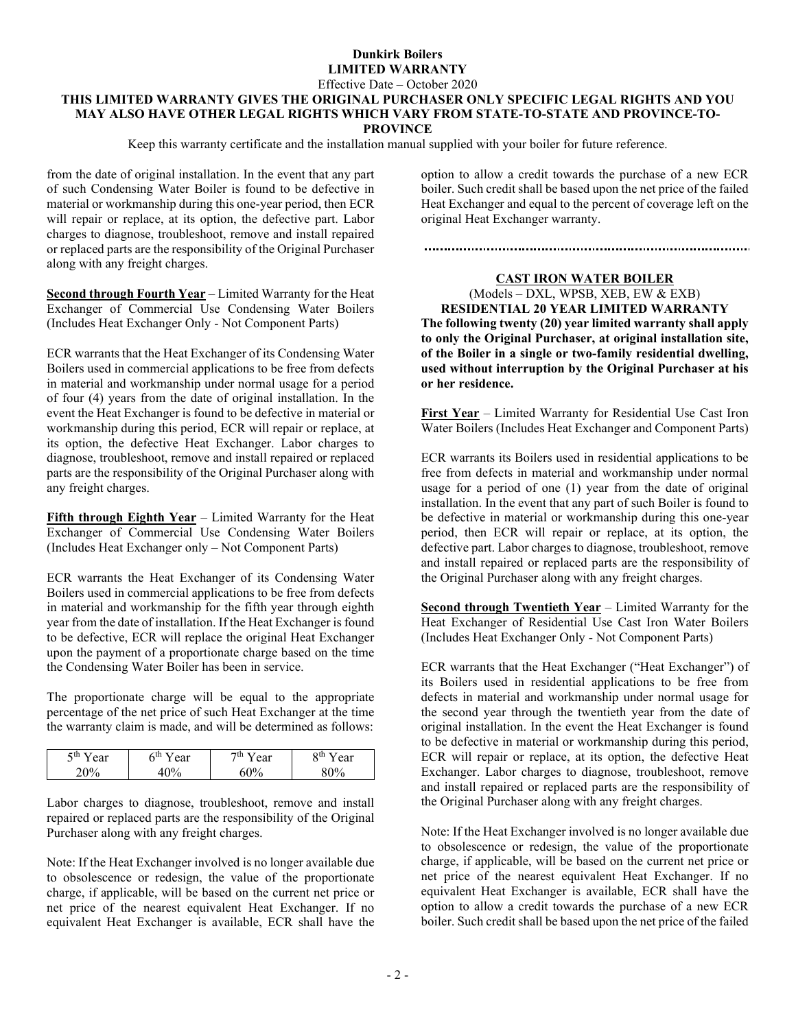from the date of original installation. In the event that any part of such Condensing Water Boiler is found to be defective in material or workmanship during this one-year period, then ECR will repair or replace, at its option, the defective part. Labor charges to diagnose, troubleshoot, remove and install repaired or replaced parts are the responsibility of the Original Purchaser along with any freight charges.

**Second through Fourth Year** – Limited Warranty for the Heat Exchanger of Commercial Use Condensing Water Boilers (Includes Heat Exchanger Only - Not Component Parts)

ECR warrants that the Heat Exchanger of its Condensing Water Boilers used in commercial applications to be free from defects in material and workmanship under normal usage for a period of four (4) years from the date of original installation. In the event the Heat Exchanger is found to be defective in material or workmanship during this period, ECR will repair or replace, at its option, the defective Heat Exchanger. Labor charges to diagnose, troubleshoot, remove and install repaired or replaced parts are the responsibility of the Original Purchaser along with any freight charges.

**Fifth through Eighth Year** – Limited Warranty for the Heat Exchanger of Commercial Use Condensing Water Boilers (Includes Heat Exchanger only – Not Component Parts)

ECR warrants the Heat Exchanger of its Condensing Water Boilers used in commercial applications to be free from defects in material and workmanship for the fifth year through eighth year from the date of installation. If the Heat Exchanger is found to be defective, ECR will replace the original Heat Exchanger upon the payment of a proportionate charge based on the time the Condensing Water Boiler has been in service.

The proportionate charge will be equal to the appropriate percentage of the net price of such Heat Exchanger at the time the warranty claim is made, and will be determined as follows:

| 5th Year | 6th Year | 7th Year | 8th Year |
|---|---|---|---|
| 20% | 40% | 60% | 80% |

Labor charges to diagnose, troubleshoot, remove and install repaired or replaced parts are the responsibility of the Original Purchaser along with any freight charges.

Note: If the Heat Exchanger involved is no longer available due to obsolescence or redesign, the value of the proportionate charge, if applicable, will be based on the current net price or net price of the nearest equivalent Heat Exchanger. If no equivalent Heat Exchanger is available, ECR shall have the option to allow a credit towards the purchase of a new ECR boiler. Such credit shall be based upon the net price of the failed Heat Exchanger and equal to the percent of coverage left on the original Heat Exchanger warranty.

---

## CAST IRON WATER BOILER

(Models – DXL, WPSB, XEB, EW & EXB)

**RESIDENTIAL 20 YEAR LIMITED WARRANTY**

**The following twenty (20) year limited warranty shall apply to only the Original Purchaser, at original installation site, of the Boiler in a single or two-family residential dwelling, used without interruption by the Original Purchaser at his or her residence.**

**First Year** – Limited Warranty for Residential Use Cast Iron Water Boilers (Includes Heat Exchanger and Component Parts)

ECR warrants its Boilers used in residential applications to be free from defects in material and workmanship under normal usage for a period of one (1) year from the date of original installation. In the event that any part of such Boiler is found to be defective in material or workmanship during this one-year period, then ECR will repair or replace, at its option, the defective part. Labor charges to diagnose, troubleshoot, remove and install repaired or replaced parts are the responsibility of the Original Purchaser along with any freight charges.

**Second through Twentieth Year** – Limited Warranty for the Heat Exchanger of Residential Use Cast Iron Water Boilers (Includes Heat Exchanger Only - Not Component Parts)

ECR warrants that the Heat Exchanger ("Heat Exchanger") of its Boilers used in residential applications to be free from defects in material and workmanship under normal usage for the second year through the twentieth year from the date of original installation. In the event the Heat Exchanger is found to be defective in material or workmanship during this period, ECR will repair or replace, at its option, the defective Heat Exchanger. Labor charges to diagnose, troubleshoot, remove and install repaired or replaced parts are the responsibility of the Original Purchaser along with any freight charges.

Note: If the Heat Exchanger involved is no longer available due to obsolescence or redesign, the value of the proportionate charge, if applicable, will be based on the current net price or net price of the nearest equivalent Heat Exchanger. If no equivalent Heat Exchanger is available, ECR shall have the option to allow a credit towards the purchase of a new ECR boiler. Such credit shall be based upon the net price of the failed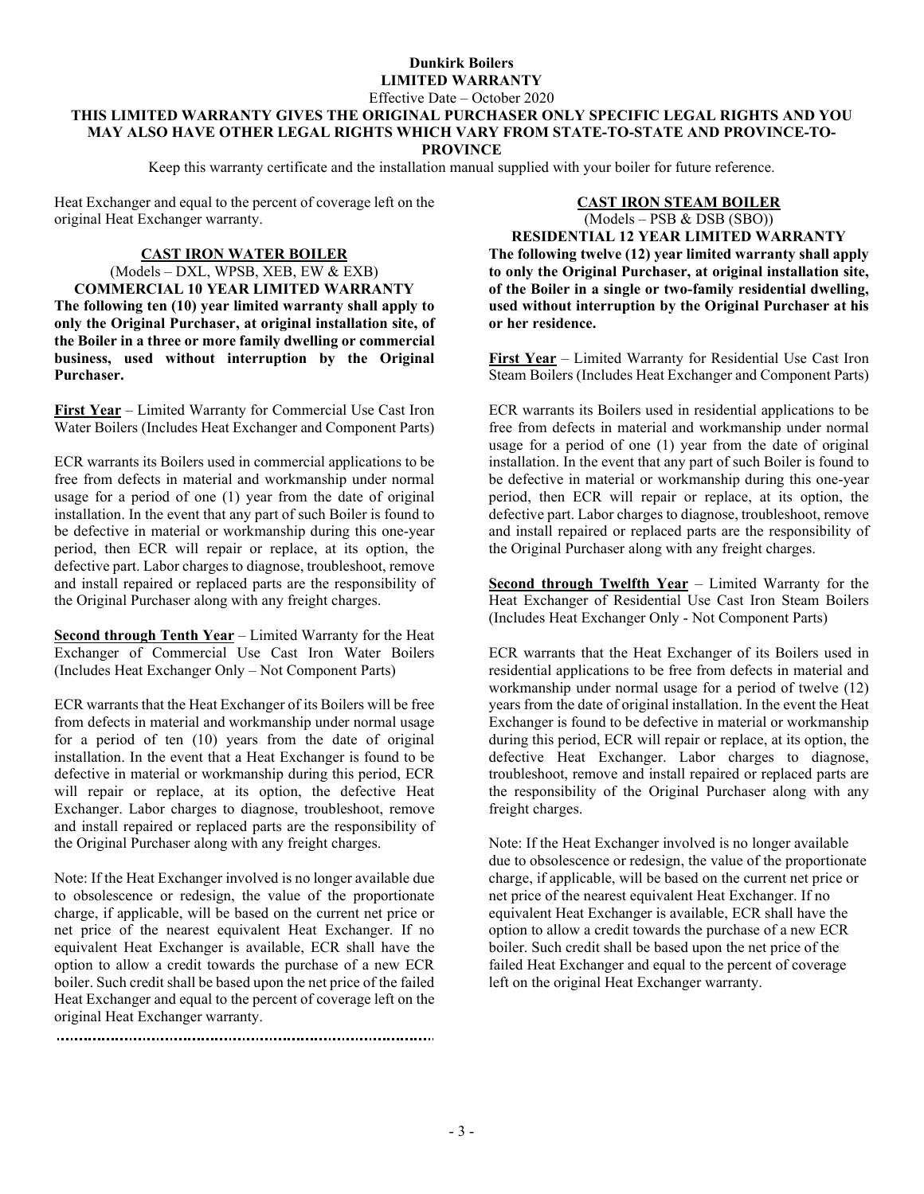**Dunkirk Boilers**
**LIMITED WARRANTY**

Effective Date – October 2020

**THIS LIMITED WARRANTY GIVES THE ORIGINAL PURCHASER ONLY SPECIFIC LEGAL RIGHTS AND YOU MAY ALSO HAVE OTHER LEGAL RIGHTS WHICH VARY FROM STATE-TO-STATE AND PROVINCE-TO-PROVINCE**

Keep this warranty certificate and the installation manual supplied with your boiler for future reference.

Heat Exchanger and equal to the percent of coverage left on the original Heat Exchanger warranty.

## CAST IRON WATER BOILER

(Models – DXL, WPSB, XEB, EW & EXB)

**COMMERCIAL 10 YEAR LIMITED WARRANTY**

**The following ten (10) year limited warranty shall apply to only the Original Purchaser, at original installation site, of the Boiler in a three or more family dwelling or commercial business, used without interruption by the Original Purchaser.**

**First Year** – Limited Warranty for Commercial Use Cast Iron Water Boilers (Includes Heat Exchanger and Component Parts)

ECR warrants its Boilers used in commercial applications to be free from defects in material and workmanship under normal usage for a period of one (1) year from the date of original installation. In the event that any part of such Boiler is found to be defective in material or workmanship during this one-year period, then ECR will repair or replace, at its option, the defective part. Labor charges to diagnose, troubleshoot, remove and install repaired or replaced parts are the responsibility of the Original Purchaser along with any freight charges.

**Second through Tenth Year** – Limited Warranty for the Heat Exchanger of Commercial Use Cast Iron Water Boilers (Includes Heat Exchanger Only – Not Component Parts)

ECR warrants that the Heat Exchanger of its Boilers will be free from defects in material and workmanship under normal usage for a period of ten (10) years from the date of original installation. In the event that a Heat Exchanger is found to be defective in material or workmanship during this period, ECR will repair or replace, at its option, the defective Heat Exchanger. Labor charges to diagnose, troubleshoot, remove and install repaired or replaced parts are the responsibility of the Original Purchaser along with any freight charges.

Note: If the Heat Exchanger involved is no longer available due to obsolescence or redesign, the value of the proportionate charge, if applicable, will be based on the current net price or net price of the nearest equivalent Heat Exchanger. If no equivalent Heat Exchanger is available, ECR shall have the option to allow a credit towards the purchase of a new ECR boiler. Such credit shall be based upon the net price of the failed Heat Exchanger and equal to the percent of coverage left on the original Heat Exchanger warranty.

## CAST IRON STEAM BOILER

(Models – PSB & DSB (SBO))

**RESIDENTIAL 12 YEAR LIMITED WARRANTY**

**The following twelve (12) year limited warranty shall apply to only the Original Purchaser, at original installation site, of the Boiler in a single or two-family residential dwelling, used without interruption by the Original Purchaser at his or her residence.**

**First Year** – Limited Warranty for Residential Use Cast Iron Steam Boilers (Includes Heat Exchanger and Component Parts)

ECR warrants its Boilers used in residential applications to be free from defects in material and workmanship under normal usage for a period of one (1) year from the date of original installation. In the event that any part of such Boiler is found to be defective in material or workmanship during this one-year period, then ECR will repair or replace, at its option, the defective part. Labor charges to diagnose, troubleshoot, remove and install repaired or replaced parts are the responsibility of the Original Purchaser along with any freight charges.

**Second through Twelfth Year** – Limited Warranty for the Heat Exchanger of Residential Use Cast Iron Steam Boilers (Includes Heat Exchanger Only - Not Component Parts)

ECR warrants that the Heat Exchanger of its Boilers used in residential applications to be free from defects in material and workmanship under normal usage for a period of twelve (12) years from the date of original installation. In the event the Heat Exchanger is found to be defective in material or workmanship during this period, ECR will repair or replace, at its option, the defective Heat Exchanger. Labor charges to diagnose, troubleshoot, remove and install repaired or replaced parts are the responsibility of the Original Purchaser along with any freight charges.

Note: If the Heat Exchanger involved is no longer available due to obsolescence or redesign, the value of the proportionate charge, if applicable, will be based on the current net price or net price of the nearest equivalent Heat Exchanger. If no equivalent Heat Exchanger is available, ECR shall have the option to allow a credit towards the purchase of a new ECR boiler. Such credit shall be based upon the net price of the failed Heat Exchanger and equal to the percent of coverage left on the original Heat Exchanger warranty.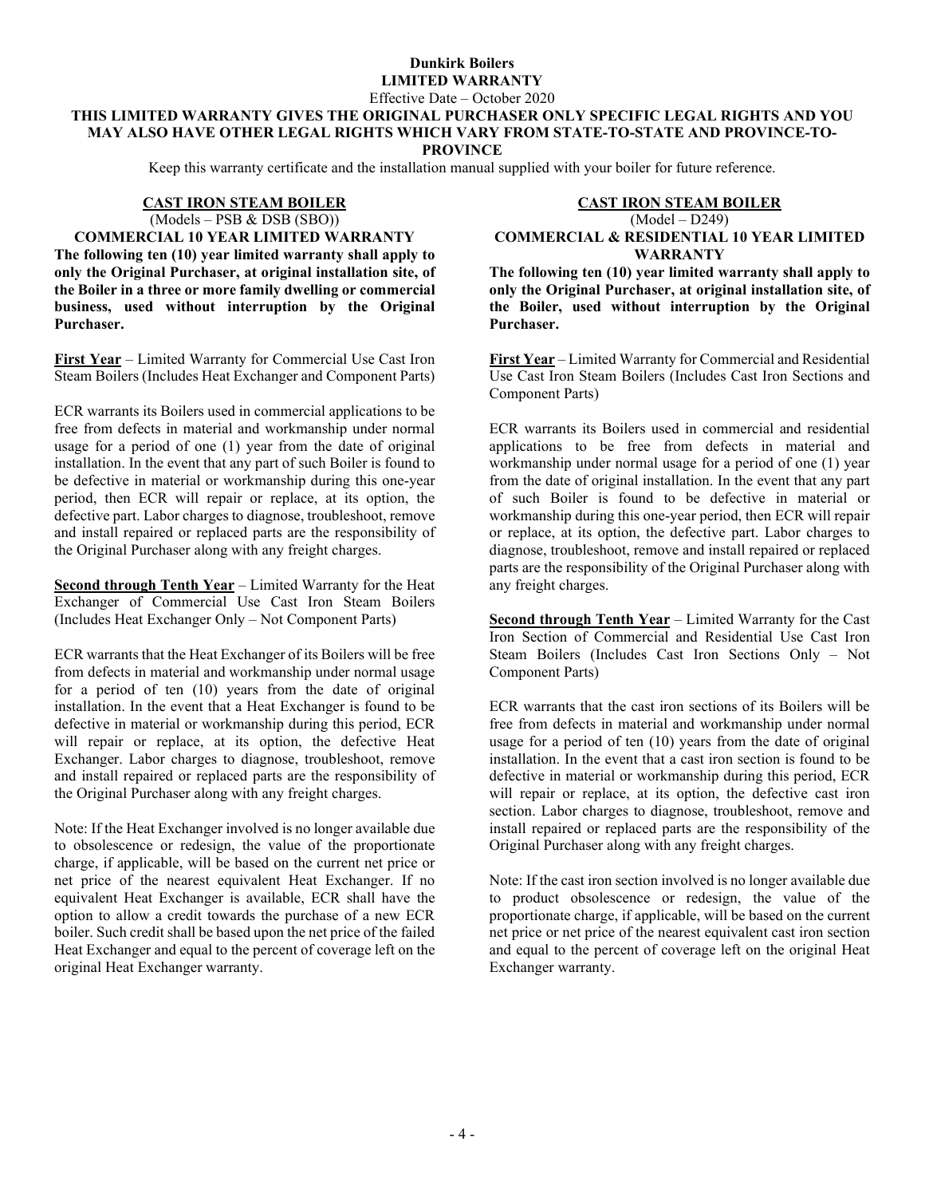# Dunkirk Boilers
## LIMITED WARRANTY

Effective Date – October 2020

**THIS LIMITED WARRANTY GIVES THE ORIGINAL PURCHASER ONLY SPECIFIC LEGAL RIGHTS AND YOU MAY ALSO HAVE OTHER LEGAL RIGHTS WHICH VARY FROM STATE-TO-STATE AND PROVINCE-TO-PROVINCE**

Keep this warranty certificate and the installation manual supplied with your boiler for future reference.

### CAST IRON STEAM BOILER

(Models – PSB & DSB (SBO))

**COMMERCIAL 10 YEAR LIMITED WARRANTY**

**The following ten (10) year limited warranty shall apply to only the Original Purchaser, at original installation site, of the Boiler in a three or more family dwelling or commercial business, used without interruption by the Original Purchaser.**

**First Year** – Limited Warranty for Commercial Use Cast Iron Steam Boilers (Includes Heat Exchanger and Component Parts)

ECR warrants its Boilers used in commercial applications to be free from defects in material and workmanship under normal usage for a period of one (1) year from the date of original installation. In the event that any part of such Boiler is found to be defective in material or workmanship during this one-year period, then ECR will repair or replace, at its option, the defective part. Labor charges to diagnose, troubleshoot, remove and install repaired or replaced parts are the responsibility of the Original Purchaser along with any freight charges.

**Second through Tenth Year** – Limited Warranty for the Heat Exchanger of Commercial Use Cast Iron Steam Boilers (Includes Heat Exchanger Only – Not Component Parts)

ECR warrants that the Heat Exchanger of its Boilers will be free from defects in material and workmanship under normal usage for a period of ten (10) years from the date of original installation. In the event that a Heat Exchanger is found to be defective in material or workmanship during this period, ECR will repair or replace, at its option, the defective Heat Exchanger. Labor charges to diagnose, troubleshoot, remove and install repaired or replaced parts are the responsibility of the Original Purchaser along with any freight charges.

Note: If the Heat Exchanger involved is no longer available due to obsolescence or redesign, the value of the proportionate charge, if applicable, will be based on the current net price or net price of the nearest equivalent Heat Exchanger. If no equivalent Heat Exchanger is available, ECR shall have the option to allow a credit towards the purchase of a new ECR boiler. Such credit shall be based upon the net price of the failed Heat Exchanger and equal to the percent of coverage left on the original Heat Exchanger warranty.

### CAST IRON STEAM BOILER

(Model – D249)

**COMMERCIAL & RESIDENTIAL 10 YEAR LIMITED WARRANTY**

**The following ten (10) year limited warranty shall apply to only the Original Purchaser, at original installation site, of the Boiler, used without interruption by the Original Purchaser.**

**First Year** – Limited Warranty for Commercial and Residential Use Cast Iron Steam Boilers (Includes Cast Iron Sections and Component Parts)

ECR warrants its Boilers used in commercial and residential applications to be free from defects in material and workmanship under normal usage for a period of one (1) year from the date of original installation. In the event that any part of such Boiler is found to be defective in material or workmanship during this one-year period, then ECR will repair or replace, at its option, the defective part. Labor charges to diagnose, troubleshoot, remove and install repaired or replaced parts are the responsibility of the Original Purchaser along with any freight charges.

**Second through Tenth Year** – Limited Warranty for the Cast Iron Section of Commercial and Residential Use Cast Iron Steam Boilers (Includes Cast Iron Sections Only – Not Component Parts)

ECR warrants that the cast iron sections of its Boilers will be free from defects in material and workmanship under normal usage for a period of ten (10) years from the date of original installation. In the event that a cast iron section is found to be defective in material or workmanship during this period, ECR will repair or replace, at its option, the defective cast iron section. Labor charges to diagnose, troubleshoot, remove and install repaired or replaced parts are the responsibility of the Original Purchaser along with any freight charges.

Note: If the cast iron section involved is no longer available due to product obsolescence or redesign, the value of the proportionate charge, if applicable, will be based on the current net price or net price of the nearest equivalent cast iron section and equal to the percent of coverage left on the original Heat Exchanger warranty.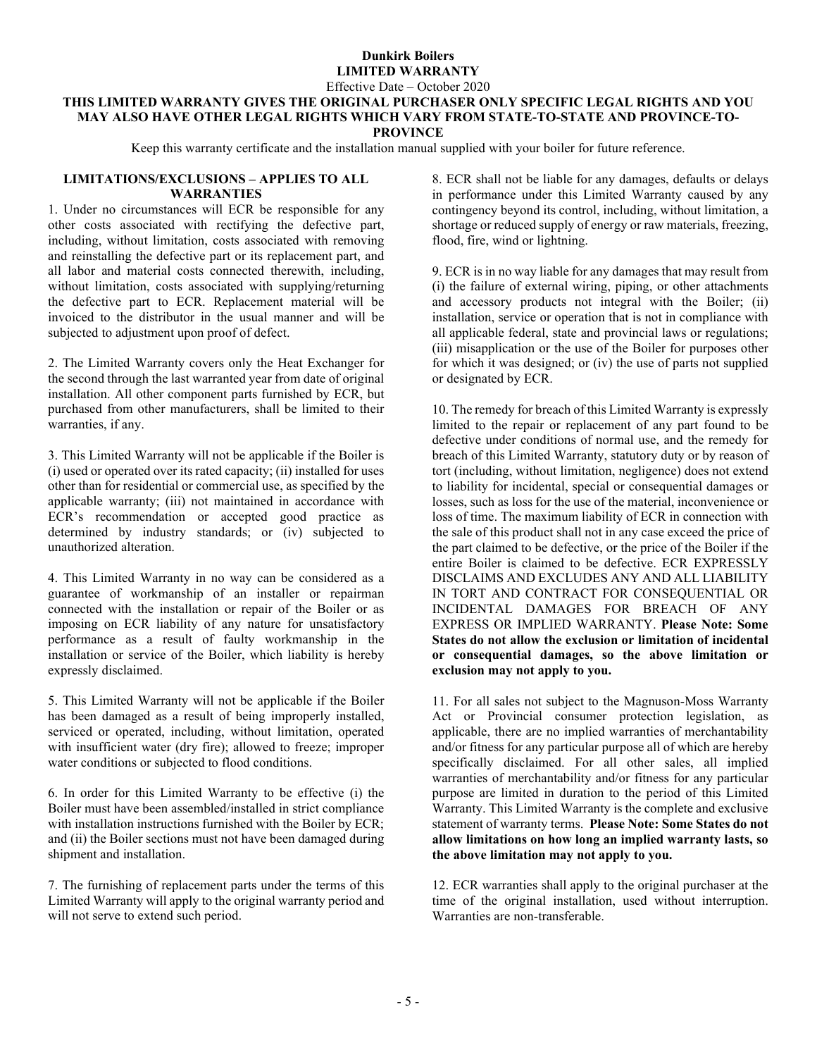# Dunkirk Boilers

## LIMITED WARRANTY

Effective Date – October 2020

**THIS LIMITED WARRANTY GIVES THE ORIGINAL PURCHASER ONLY SPECIFIC LEGAL RIGHTS AND YOU MAY ALSO HAVE OTHER LEGAL RIGHTS WHICH VARY FROM STATE-TO-STATE AND PROVINCE-TO-PROVINCE**

Keep this warranty certificate and the installation manual supplied with your boiler for future reference.

### LIMITATIONS/EXCLUSIONS – APPLIES TO ALL WARRANTIES

1. Under no circumstances will ECR be responsible for any other costs associated with rectifying the defective part, including, without limitation, costs associated with removing and reinstalling the defective part or its replacement part, and all labor and material costs connected therewith, including, without limitation, costs associated with supplying/returning the defective part to ECR. Replacement material will be invoiced to the distributor in the usual manner and will be subjected to adjustment upon proof of defect.

2. The Limited Warranty covers only the Heat Exchanger for the second through the last warranted year from date of original installation. All other component parts furnished by ECR, but purchased from other manufacturers, shall be limited to their warranties, if any.

3. This Limited Warranty will not be applicable if the Boiler is (i) used or operated over its rated capacity; (ii) installed for uses other than for residential or commercial use, as specified by the applicable warranty; (iii) not maintained in accordance with ECR's recommendation or accepted good practice as determined by industry standards; or (iv) subjected to unauthorized alteration.

4. This Limited Warranty in no way can be considered as a guarantee of workmanship of an installer or repairman connected with the installation or repair of the Boiler or as imposing on ECR liability of any nature for unsatisfactory performance as a result of faulty workmanship in the installation or service of the Boiler, which liability is hereby expressly disclaimed.

5. This Limited Warranty will not be applicable if the Boiler has been damaged as a result of being improperly installed, serviced or operated, including, without limitation, operated with insufficient water (dry fire); allowed to freeze; improper water conditions or subjected to flood conditions.

6. In order for this Limited Warranty to be effective (i) the Boiler must have been assembled/installed in strict compliance with installation instructions furnished with the Boiler by ECR; and (ii) the Boiler sections must not have been damaged during shipment and installation.

7. The furnishing of replacement parts under the terms of this Limited Warranty will apply to the original warranty period and will not serve to extend such period.

8. ECR shall not be liable for any damages, defaults or delays in performance under this Limited Warranty caused by any contingency beyond its control, including, without limitation, a shortage or reduced supply of energy or raw materials, freezing, flood, fire, wind or lightning.

9. ECR is in no way liable for any damages that may result from (i) the failure of external wiring, piping, or other attachments and accessory products not integral with the Boiler; (ii) installation, service or operation that is not in compliance with all applicable federal, state and provincial laws or regulations; (iii) misapplication or the use of the Boiler for purposes other for which it was designed; or (iv) the use of parts not supplied or designated by ECR.

10. The remedy for breach of this Limited Warranty is expressly limited to the repair or replacement of any part found to be defective under conditions of normal use, and the remedy for breach of this Limited Warranty, statutory duty or by reason of tort (including, without limitation, negligence) does not extend to liability for incidental, special or consequential damages or losses, such as loss for the use of the material, inconvenience or loss of time. The maximum liability of ECR in connection with the sale of this product shall not in any case exceed the price of the part claimed to be defective, or the price of the Boiler if the entire Boiler is claimed to be defective. ECR EXPRESSLY DISCLAIMS AND EXCLUDES ANY AND ALL LIABILITY IN TORT AND CONTRACT FOR CONSEQUENTIAL OR INCIDENTAL DAMAGES FOR BREACH OF ANY EXPRESS OR IMPLIED WARRANTY. **Please Note: Some States do not allow the exclusion or limitation of incidental or consequential damages, so the above limitation or exclusion may not apply to you.**

11. For all sales not subject to the Magnuson-Moss Warranty Act or Provincial consumer protection legislation, as applicable, there are no implied warranties of merchantability and/or fitness for any particular purpose all of which are hereby specifically disclaimed. For all other sales, all implied warranties of merchantability and/or fitness for any particular purpose are limited in duration to the period of this Limited Warranty. This Limited Warranty is the complete and exclusive statement of warranty terms. **Please Note: Some States do not allow limitations on how long an implied warranty lasts, so the above limitation may not apply to you.**

12. ECR warranties shall apply to the original purchaser at the time of the original installation, used without interruption. Warranties are non-transferable.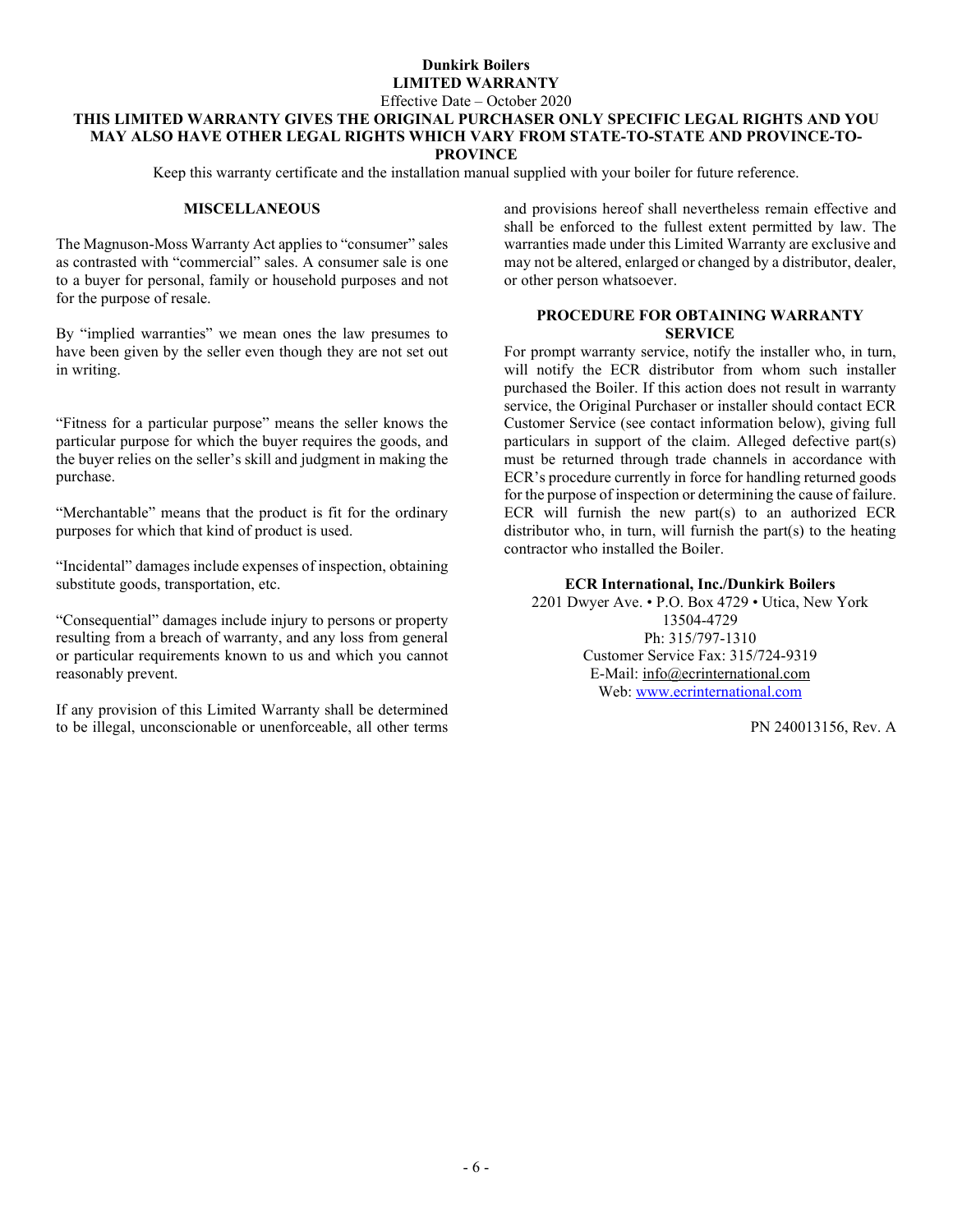**Dunkirk Boilers**
**LIMITED WARRANTY**
Effective Date – October 2020

**THIS LIMITED WARRANTY GIVES THE ORIGINAL PURCHASER ONLY SPECIFIC LEGAL RIGHTS AND YOU MAY ALSO HAVE OTHER LEGAL RIGHTS WHICH VARY FROM STATE-TO-STATE AND PROVINCE-TO-PROVINCE**

Keep this warranty certificate and the installation manual supplied with your boiler for future reference.

## MISCELLANEOUS

The Magnuson-Moss Warranty Act applies to "consumer" sales as contrasted with "commercial" sales. A consumer sale is one to a buyer for personal, family or household purposes and not for the purpose of resale.

By "implied warranties" we mean ones the law presumes to have been given by the seller even though they are not set out in writing.

"Fitness for a particular purpose" means the seller knows the particular purpose for which the buyer requires the goods, and the buyer relies on the seller's skill and judgment in making the purchase.

"Merchantable" means that the product is fit for the ordinary purposes for which that kind of product is used.

"Incidental" damages include expenses of inspection, obtaining substitute goods, transportation, etc.

"Consequential" damages include injury to persons or property resulting from a breach of warranty, and any loss from general or particular requirements known to us and which you cannot reasonably prevent.

If any provision of this Limited Warranty shall be determined to be illegal, unconscionable or unenforceable, all other terms and provisions hereof shall nevertheless remain effective and shall be enforced to the fullest extent permitted by law. The warranties made under this Limited Warranty are exclusive and may not be altered, enlarged or changed by a distributor, dealer, or other person whatsoever.

## PROCEDURE FOR OBTAINING WARRANTY SERVICE

For prompt warranty service, notify the installer who, in turn, will notify the ECR distributor from whom such installer purchased the Boiler. If this action does not result in warranty service, the Original Purchaser or installer should contact ECR Customer Service (see contact information below), giving full particulars in support of the claim. Alleged defective part(s) must be returned through trade channels in accordance with ECR's procedure currently in force for handling returned goods for the purpose of inspection or determining the cause of failure. ECR will furnish the new part(s) to an authorized ECR distributor who, in turn, will furnish the part(s) to the heating contractor who installed the Boiler.

**ECR International, Inc./Dunkirk Boilers**
2201 Dwyer Ave. • P.O. Box 4729 • Utica, New York 13504-4729
Ph: 315/797-1310
Customer Service Fax: 315/724-9319
E-Mail: info@ecrinternational.com
Web: www.ecrinternational.com

PN 240013156, Rev. A